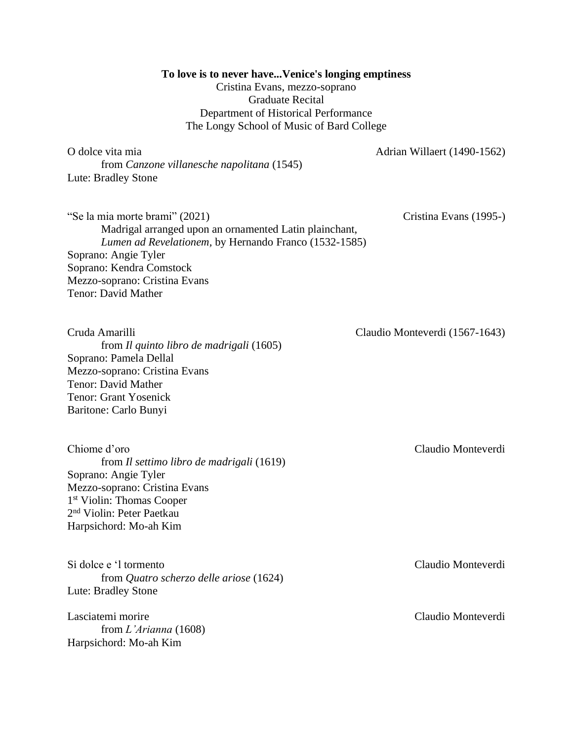**To love is to never have...Venice's longing emptiness**

Cristina Evans, mezzo-soprano
Graduate Recital
Department of Historical Performance
The Longy School of Music of Bard College

O dolce vita mia — Adrian Willaert (1490-1562)
from *Canzone villanesche napolitana* (1545)
Lute: Bradley Stone

"Se la mia morte brami" (2021) — Cristina Evans (1995-)
Madrigal arranged upon an ornamented Latin plainchant,
*Lumen ad Revelationem*, by Hernando Franco (1532-1585)
Soprano: Angie Tyler
Soprano: Kendra Comstock
Mezzo-soprano: Cristina Evans
Tenor: David Mather

Cruda Amarilli — Claudio Monteverdi (1567-1643)
from *Il quinto libro de madrigali* (1605)
Soprano: Pamela Dellal
Mezzo-soprano: Cristina Evans
Tenor: David Mather
Tenor: Grant Yosenick
Baritone: Carlo Bunyi

Chiome d'oro — Claudio Monteverdi
from *Il settimo libro de madrigali* (1619)
Soprano: Angie Tyler
Mezzo-soprano: Cristina Evans
1st Violin: Thomas Cooper
2nd Violin: Peter Paetkau
Harpsichord: Mo-ah Kim

Si dolce e 'l tormento — Claudio Monteverdi
from *Quatro scherzo delle ariose* (1624)
Lute: Bradley Stone

Lasciatemi morire — Claudio Monteverdi
from *L'Arianna* (1608)
Harpsichord: Mo-ah Kim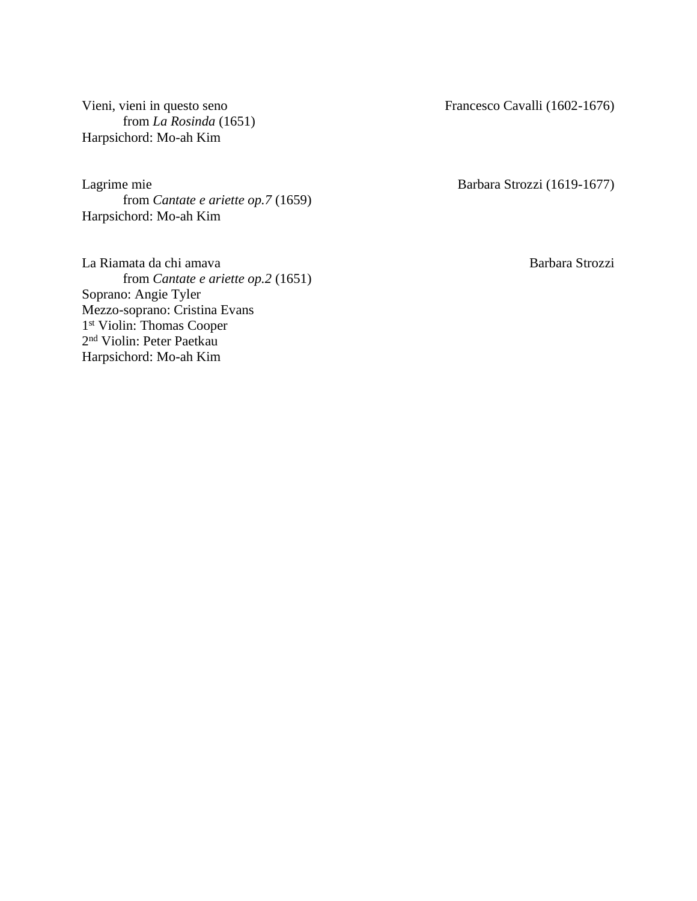Vieni, vieni in questo seno — Francesco Cavalli (1602-1676)
from *La Rosinda* (1651)
Harpsichord: Mo-ah Kim

Lagrime mie — Barbara Strozzi (1619-1677)
from *Cantate e ariette op.7* (1659)
Harpsichord: Mo-ah Kim

La Riamata da chi amava — Barbara Strozzi
from *Cantate e ariette op.2* (1651)
Soprano: Angie Tyler
Mezzo-soprano: Cristina Evans
1st Violin: Thomas Cooper
2nd Violin: Peter Paetkau
Harpsichord: Mo-ah Kim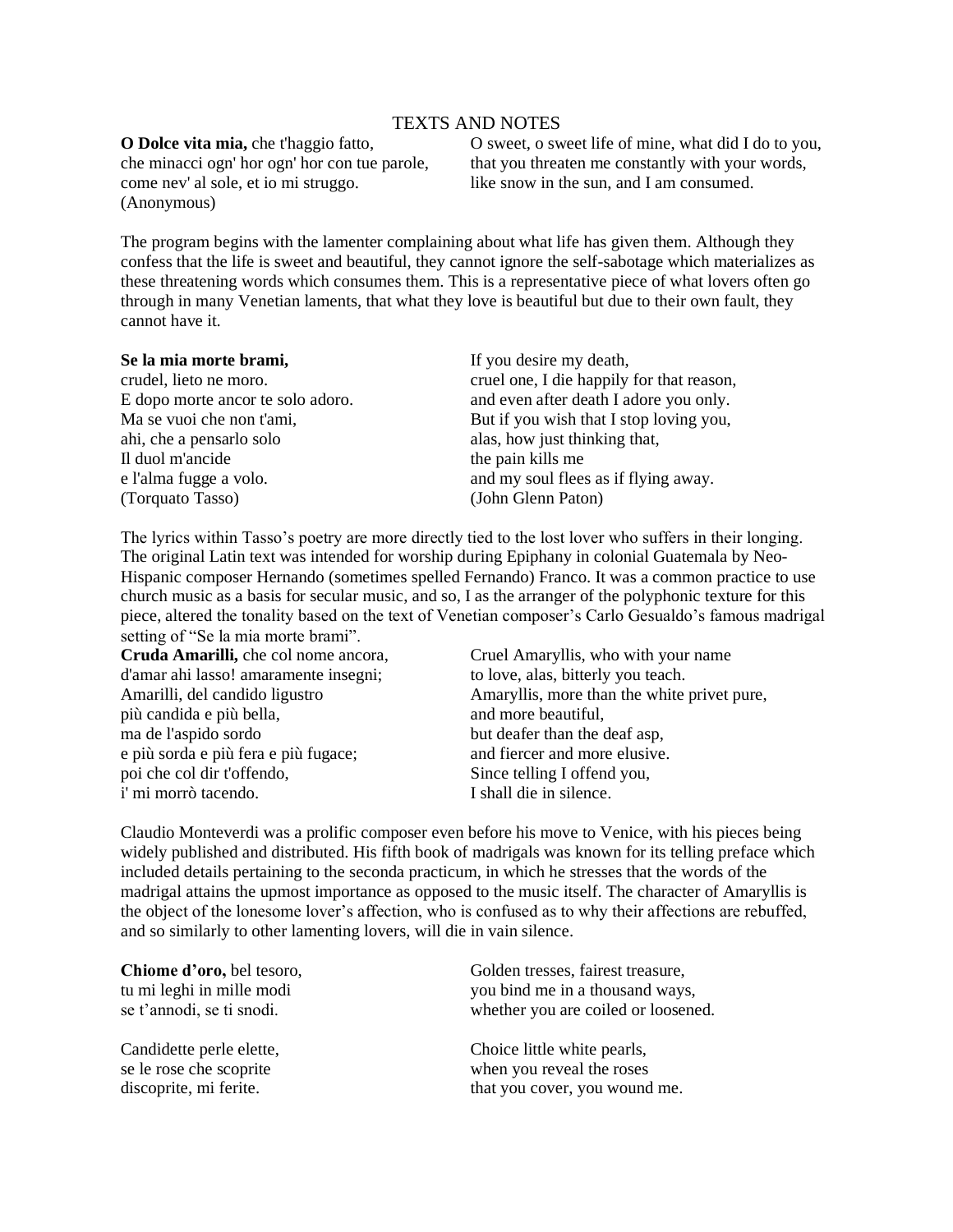## TEXTS AND NOTES

**O Dolce vita mia,** che t'haggio fatto,
che minacci ogn' hor ogn' hor con tue parole,
come nev' al sole, et io mi struggo.
(Anonymous)

O sweet, o sweet life of mine, what did I do to you,
that you threaten me constantly with your words,
like snow in the sun, and I am consumed.

The program begins with the lamenter complaining about what life has given them. Although they confess that the life is sweet and beautiful, they cannot ignore the self-sabotage which materializes as these threatening words which consumes them. This is a representative piece of what lovers often go through in many Venetian laments, that what they love is beautiful but due to their own fault, they cannot have it.

**Se la mia morte brami,**
crudel, lieto ne moro.
E dopo morte ancor te solo adoro.
Ma se vuoi che non t'ami,
ahi, che a pensarlo solo
Il duol m'ancide
e l'alma fugge a volo.
(Torquato Tasso)

If you desire my death,
cruel one, I die happily for that reason,
and even after death I adore you only.
But if you wish that I stop loving you,
alas, how just thinking that,
the pain kills me
and my soul flees as if flying away.
(John Glenn Paton)

The lyrics within Tasso's poetry are more directly tied to the lost lover who suffers in their longing. The original Latin text was intended for worship during Epiphany in colonial Guatemala by Neo-Hispanic composer Hernando (sometimes spelled Fernando) Franco. It was a common practice to use church music as a basis for secular music, and so, I as the arranger of the polyphonic texture for this piece, altered the tonality based on the text of Venetian composer's Carlo Gesualdo's famous madrigal setting of "Se la mia morte brami".

**Cruda Amarilli,** che col nome ancora,
d'amar ahi lasso! amaramente insegni;
Amarilli, del candido ligustro
più candida e più bella,
ma de l'aspido sordo
e più sorda e più fera e più fugace;
poi che col dir t'offendo,
i' mi morrò tacendo.

Cruel Amaryllis, who with your name
to love, alas, bitterly you teach.
Amaryllis, more than the white privet pure,
and more beautiful,
but deafer than the deaf asp,
and fiercer and more elusive.
Since telling I offend you,
I shall die in silence.

Claudio Monteverdi was a prolific composer even before his move to Venice, with his pieces being widely published and distributed. His fifth book of madrigals was known for its telling preface which included details pertaining to the seconda practicum, in which he stresses that the words of the madrigal attains the upmost importance as opposed to the music itself. The character of Amaryllis is the object of the lonesome lover's affection, who is confused as to why their affections are rebuffed, and so similarly to other lamenting lovers, will die in vain silence.

**Chiome d'oro,** bel tesoro,
tu mi leghi in mille modi
se t'annodi, se ti snodi.

Golden tresses, fairest treasure,
you bind me in a thousand ways,
whether you are coiled or loosened.

Candidette perle elette,
se le rose che scoprite
discoprite, mi ferite.

Choice little white pearls,
when you reveal the roses
that you cover, you wound me.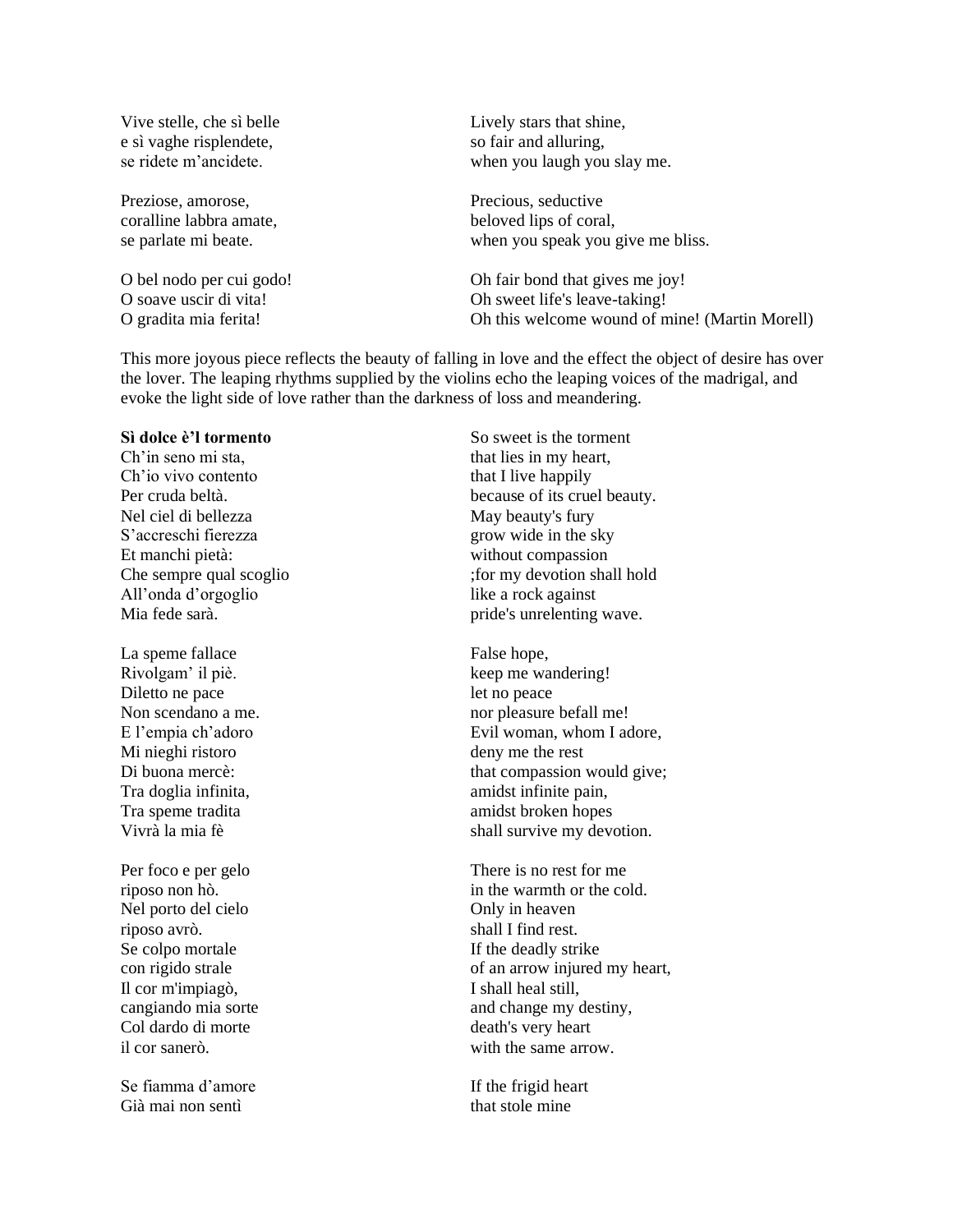| | |
|---|---|
| Vive stelle, che sì belle<br>e sì vaghe risplendete,<br>se ridete m'ancidete. | Lively stars that shine,<br>so fair and alluring,<br>when you laugh you slay me. |
| Preziose, amorose,<br>coralline labbra amate,<br>se parlate mi beate. | Precious, seductive<br>beloved lips of coral,<br>when you speak you give me bliss. |
| O bel nodo per cui godo!<br>O soave uscir di vita!<br>O gradita mia ferita! | Oh fair bond that gives me joy!<br>Oh sweet life's leave-taking!<br>Oh this welcome wound of mine! (Martin Morell) |

This more joyous piece reflects the beauty of falling in love and the effect the object of desire has over the lover. The leaping rhythms supplied by the violins echo the leaping voices of the madrigal, and evoke the light side of love rather than the darkness of loss and meandering.

| | |
|---|---|
| **Sì dolce è'l tormento**<br>Ch'in seno mi sta,<br>Ch'io vivo contento<br>Per cruda beltà.<br>Nel ciel di bellezza<br>S'accreschi fierezza<br>Et manchi pietà:<br>Che sempre qual scoglio<br>All'onda d'orgoglio<br>Mia fede sarà. | So sweet is the torment<br>that lies in my heart,<br>that I live happily<br>because of its cruel beauty.<br>May beauty's fury<br>grow wide in the sky<br>without compassion<br>;for my devotion shall hold<br>like a rock against<br>pride's unrelenting wave. |
| La speme fallace<br>Rivolgam' il piè.<br>Diletto ne pace<br>Non scendano a me.<br>E l'empia ch'adoro<br>Mi nieghi ristoro<br>Di buona mercè:<br>Tra doglia infinita,<br>Tra speme tradita<br>Vivrà la mia fè | False hope,<br>keep me wandering!<br>let no peace<br>nor pleasure befall me!<br>Evil woman, whom I adore,<br>deny me the rest<br>that compassion would give;<br>amidst infinite pain,<br>amidst broken hopes<br>shall survive my devotion. |
| Per foco e per gelo<br>riposo non hò.<br>Nel porto del cielo<br>riposo avrò.<br>Se colpo mortale<br>con rigido strale<br>Il cor m'impiagò,<br>cangiando mia sorte<br>Col dardo di morte<br>il cor sanerò. | There is no rest for me<br>in the warmth or the cold.<br>Only in heaven<br>shall I find rest.<br>If the deadly strike<br>of an arrow injured my heart,<br>I shall heal still,<br>and change my destiny,<br>death's very heart<br>with the same arrow. |
| Se fiamma d'amore<br>Già mai non sentì | If the frigid heart<br>that stole mine |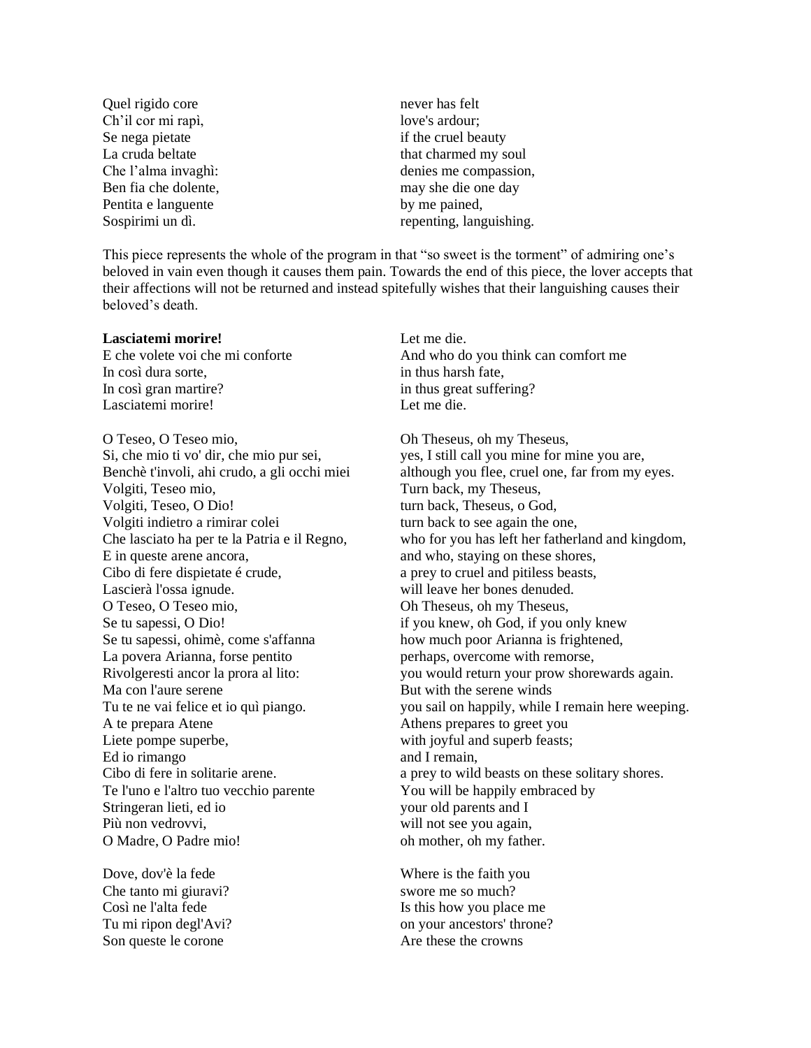| | |
|---|---|
| Quel rigido core | never has felt |
| Ch'il cor mi rapì, | love's ardour; |
| Se nega pietate | if the cruel beauty |
| La cruda beltate | that charmed my soul |
| Che l'alma invaghì: | denies me compassion, |
| Ben fia che dolente, | may she die one day |
| Pentita e languente | by me pained, |
| Sospirimi un dì. | repenting, languishing. |

This piece represents the whole of the program in that "so sweet is the torment" of admiring one's beloved in vain even though it causes them pain. Towards the end of this piece, the lover accepts that their affections will not be returned and instead spitefully wishes that their languishing causes their beloved's death.

| | |
|---|---|
| **Lasciatemi morire!** | Let me die. |
| E che volete voi che mi conforte | And who do you think can comfort me |
| In così dura sorte, | in thus harsh fate, |
| In così gran martire? | in thus great suffering? |
| Lasciatemi morire! | Let me die. |
| | |
| O Teseo, O Teseo mio, | Oh Theseus, oh my Theseus, |
| Si, che mio ti vo' dir, che mio pur sei, | yes, I still call you mine for mine you are, |
| Benchè t'involi, ahi crudo, a gli occhi miei | although you flee, cruel one, far from my eyes. |
| Volgiti, Teseo mio, | Turn back, my Theseus, |
| Volgiti, Teseo, O Dio! | turn back, Theseus, o God, |
| Volgiti indietro a rimirar colei | turn back to see again the one, |
| Che lasciato ha per te la Patria e il Regno, | who for you has left her fatherland and kingdom, |
| E in queste arene ancora, | and who, staying on these shores, |
| Cibo di fere dispietate é crude, | a prey to cruel and pitiless beasts, |
| Lascierà l'ossa ignude. | will leave her bones denuded. |
| O Teseo, O Teseo mio, | Oh Theseus, oh my Theseus, |
| Se tu sapessi, O Dio! | if you knew, oh God, if you only knew |
| Se tu sapessi, ohimè, come s'affanna | how much poor Arianna is frightened, |
| La povera Arianna, forse pentito | perhaps, overcome with remorse, |
| Rivolgeresti ancor la prora al lito: | you would return your prow shorewards again. |
| Ma con l'aure serene | But with the serene winds |
| Tu te ne vai felice et io quì piango. | you sail on happily, while I remain here weeping. |
| A te prepara Atene | Athens prepares to greet you |
| Liete pompe superbe, | with joyful and superb feasts; |
| Ed io rimango | and I remain, |
| Cibo di fere in solitarie arene. | a prey to wild beasts on these solitary shores. |
| Te l'uno e l'altro tuo vecchio parente | You will be happily embraced by |
| Stringeran lieti, ed io | your old parents and I |
| Più non vedrovvi, | will not see you again, |
| O Madre, O Padre mio! | oh mother, oh my father. |
| | |
| Dove, dov'è la fede | Where is the faith you |
| Che tanto mi giuravi? | swore me so much? |
| Così ne l'alta fede | Is this how you place me |
| Tu mi ripon degl'Avi? | on your ancestors' throne? |
| Son queste le corone | Are these the crowns |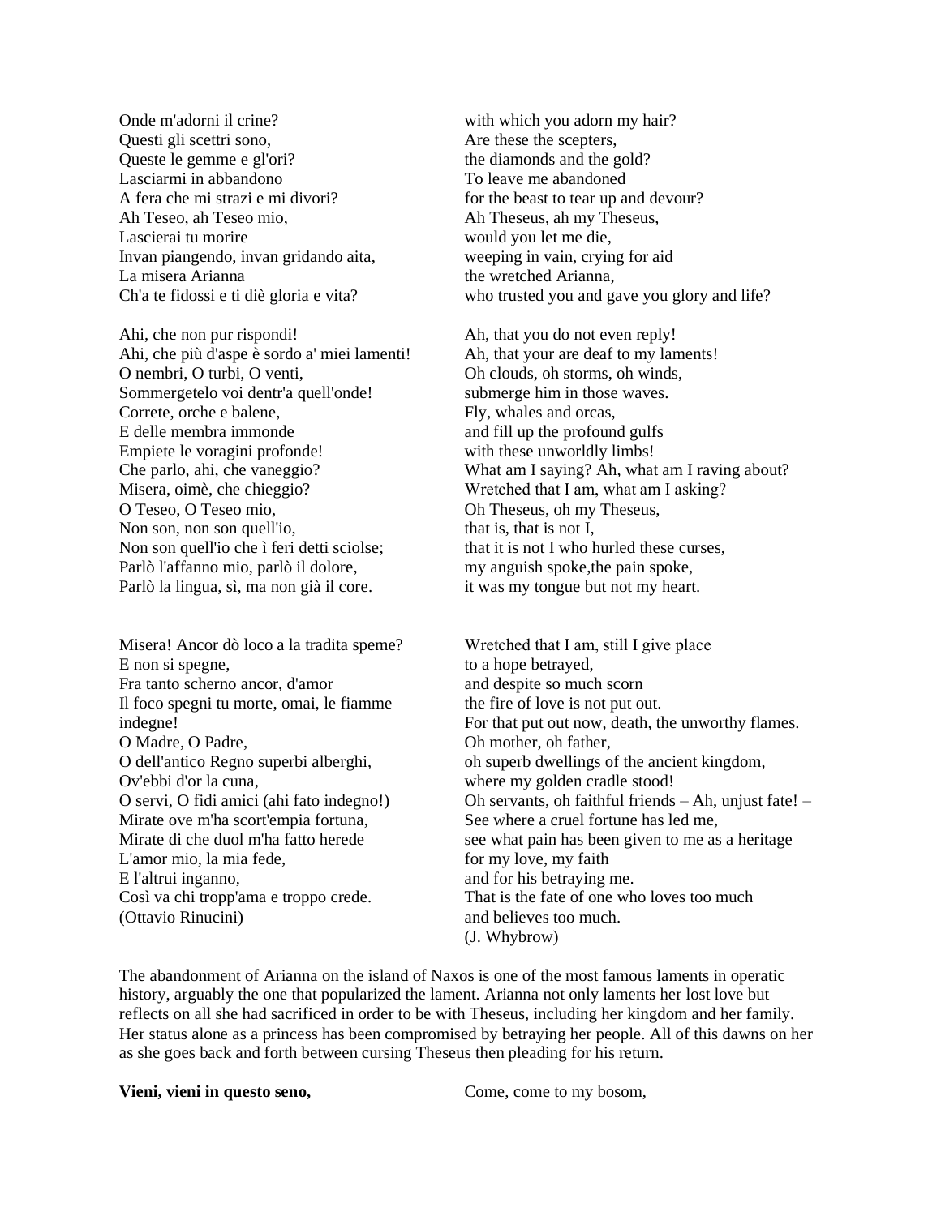| | |
|---|---|
| Onde m'adorni il crine? | with which you adorn my hair? |
| Questi gli scettri sono, | Are these the scepters, |
| Queste le gemme e gl'ori? | the diamonds and the gold? |
| Lasciarmi in abbandono | To leave me abandoned |
| A fera che mi strazi e mi divori? | for the beast to tear up and devour? |
| Ah Teseo, ah Teseo mio, | Ah Theseus, ah my Theseus, |
| Lascierai tu morire | would you let me die, |
| Invan piangendo, invan gridando aita, | weeping in vain, crying for aid |
| La misera Arianna | the wretched Arianna, |
| Ch'a te fidossi e ti diè gloria e vita? | who trusted you and gave you glory and life? |
| | |
| Ahi, che non pur rispondi! | Ah, that you do not even reply! |
| Ahi, che più d'aspe è sordo a' miei lamenti! | Ah, that your are deaf to my laments! |
| O nembri, O turbi, O venti, | Oh clouds, oh storms, oh winds, |
| Sommergetelo voi dentr'a quell'onde! | submerge him in those waves. |
| Correte, orche e balene, | Fly, whales and orcas, |
| E delle membra immonde | and fill up the profound gulfs |
| Empiete le voragini profonde! | with these unworldly limbs! |
| Che parlo, ahi, che vaneggio? | What am I saying? Ah, what am I raving about? |
| Misera, oimè, che chieggio? | Wretched that I am, what am I asking? |
| O Teseo, O Teseo mio, | Oh Theseus, oh my Theseus, |
| Non son, non son quell'io, | that is, that is not I, |
| Non son quell'io che ì feri detti sciolse; | that it is not I who hurled these curses, |
| Parlò l'affanno mio, parlò il dolore, | my anguish spoke,the pain spoke, |
| Parlò la lingua, sì, ma non già il core. | it was my tongue but not my heart. |
| | |
| Misera! Ancor dò loco a la tradita speme? | Wretched that I am, still I give place |
| E non si spegne, | to a hope betrayed, |
| Fra tanto scherno ancor, d'amor | and despite so much scorn |
| Il foco spegni tu morte, omai, le fiamme indegne! | the fire of love is not put out. For that put out now, death, the unworthy flames. |
| O Madre, O Padre, | Oh mother, oh father, |
| O dell'antico Regno superbi alberghi, | oh superb dwellings of the ancient kingdom, |
| Ov'ebbi d'or la cuna, | where my golden cradle stood! |
| O servi, O fidi amici (ahi fato indegno!) | Oh servants, oh faithful friends – Ah, unjust fate! – |
| Mirate ove m'ha scort'empia fortuna, | See where a cruel fortune has led me, |
| Mirate di che duol m'ha fatto herede | see what pain has been given to me as a heritage |
| L'amor mio, la mia fede, | for my love, my faith |
| E l'altrui inganno, | and for his betraying me. |
| Così va chi tropp'ama e troppo crede. | That is the fate of one who loves too much and believes too much. |
| (Ottavio Rinucini) | (J. Whybrow) |

The abandonment of Arianna on the island of Naxos is one of the most famous laments in operatic history, arguably the one that popularized the lament. Arianna not only laments her lost love but reflects on all she had sacrificed in order to be with Theseus, including her kingdom and her family. Her status alone as a princess has been compromised by betraying her people. All of this dawns on her as she goes back and forth between cursing Theseus then pleading for his return.

| | |
|---|---|
| **Vieni, vieni in questo seno,** | Come, come to my bosom, |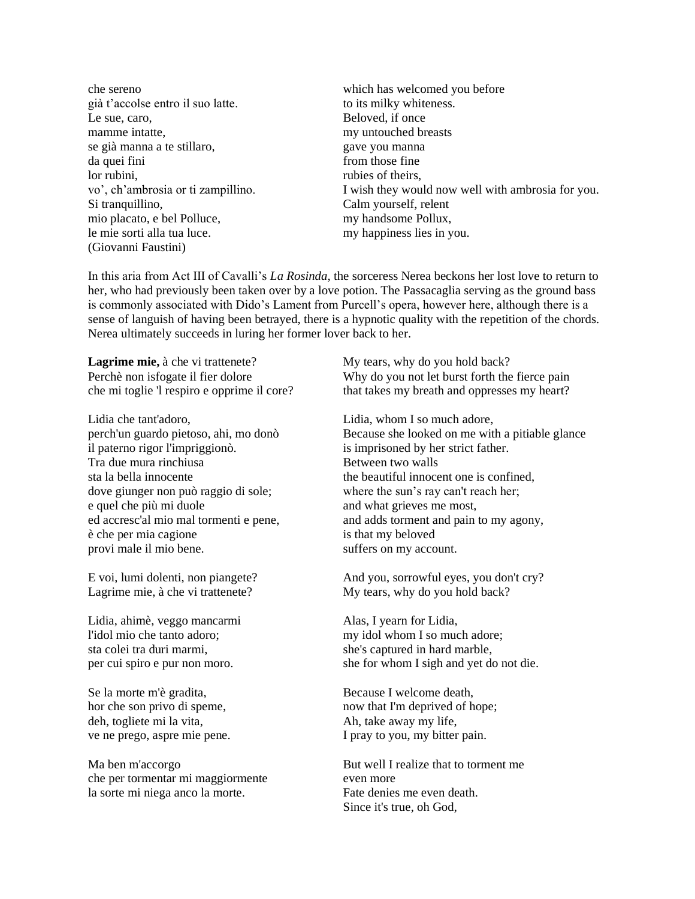| | |
|---|---|
| che sereno | which has welcomed you before |
| già t'accolse entro il suo latte. | to its milky whiteness. |
| Le sue, caro, | Beloved, if once |
| mamme intatte, | my untouched breasts |
| se già manna a te stillaro, | gave you manna |
| da quei fini | from those fine |
| lor rubini, | rubies of theirs, |
| vo', ch'ambrosia or ti zampillino. | I wish they would now well with ambrosia for you. |
| Si tranquillino, | Calm yourself, relent |
| mio placato, e bel Polluce, | my handsome Pollux, |
| le mie sorti alla tua luce. | my happiness lies in you. |
| (Giovanni Faustini) | |

In this aria from Act III of Cavalli's *La Rosinda*, the sorceress Nerea beckons her lost love to return to her, who had previously been taken over by a love potion. The Passacaglia serving as the ground bass is commonly associated with Dido's Lament from Purcell's opera, however here, although there is a sense of languish of having been betrayed, there is a hypnotic quality with the repetition of the chords. Nerea ultimately succeeds in luring her former lover back to her.

| | |
|---|---|
| **Lagrime mie,** à che vi trattenete? | My tears, why do you hold back? |
| Perchè non isfogate il fier dolore | Why do you not let burst forth the fierce pain |
| che mi toglie 'l respiro e opprime il core? | that takes my breath and oppresses my heart? |
| | |
| Lidia che tant'adoro, | Lidia, whom I so much adore, |
| perch'un guardo pietoso, ahi, mo donò | Because she looked on me with a pitiable glance |
| il paterno rigor l'impriggionò. | is imprisoned by her strict father. |
| Tra due mura rinchiusa | Between two walls |
| sta la bella innocente | the beautiful innocent one is confined, |
| dove giunger non può raggio di sole; | where the sun's ray can't reach her; |
| e quel che più mi duole | and what grieves me most, |
| ed accresc'al mio mal tormenti e pene, | and adds torment and pain to my agony, |
| è che per mia cagione | is that my beloved |
| provi male il mio bene. | suffers on my account. |
| | |
| E voi, lumi dolenti, non piangete? | And you, sorrowful eyes, you don't cry? |
| Lagrime mie, à che vi trattenete? | My tears, why do you hold back? |
| | |
| Lidia, ahimè, veggo mancarmi | Alas, I yearn for Lidia, |
| l'idol mio che tanto adoro; | my idol whom I so much adore; |
| sta colei tra duri marmi, | she's captured in hard marble, |
| per cui spiro e pur non moro. | she for whom I sigh and yet do not die. |
| | |
| Se la morte m'è gradita, | Because I welcome death, |
| hor che son privo di speme, | now that I'm deprived of hope; |
| deh, togliete mi la vita, | Ah, take away my life, |
| ve ne prego, aspre mie pene. | I pray to you, my bitter pain. |
| | |
| Ma ben m'accorgo | But well I realize that to torment me |
| che per tormentar mi maggiormente | even more |
| la sorte mi niega anco la morte. | Fate denies me even death. |
| | Since it's true, oh God, |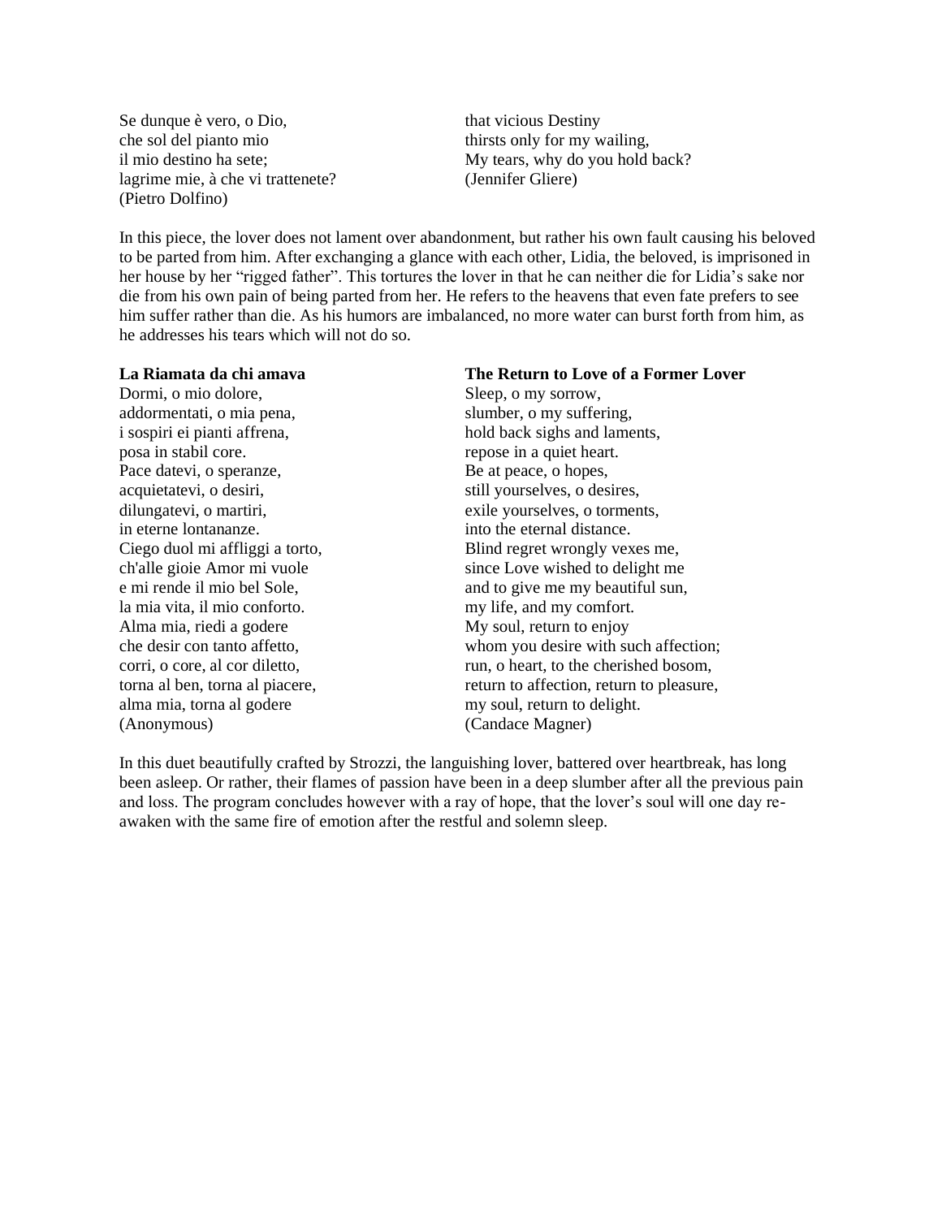Se dunque è vero, o Dio,
che sol del pianto mio
il mio destino ha sete;
lagrime mie, à che vi trattenete?
(Pietro Dolfino)

that vicious Destiny
thirsts only for my wailing,
My tears, why do you hold back?
(Jennifer Gliere)

In this piece, the lover does not lament over abandonment, but rather his own fault causing his beloved to be parted from him. After exchanging a glance with each other, Lidia, the beloved, is imprisoned in her house by her "rigged father". This tortures the lover in that he can neither die for Lidia's sake nor die from his own pain of being parted from her. He refers to the heavens that even fate prefers to see him suffer rather than die. As his humors are imbalanced, no more water can burst forth from him, as he addresses his tears which will not do so.

**La Riamata da chi amava**

Dormi, o mio dolore,
addormentati, o mia pena,
i sospiri ei pianti affrena,
posa in stabil core.
Pace datevi, o speranze,
acquietatevi, o desiri,
dilungatevi, o martiri,
in eterne lontananze.
Ciego duol mi affliggi a torto,
ch'alle gioie Amor mi vuole
e mi rende il mio bel Sole,
la mia vita, il mio conforto.
Alma mia, riedi a godere
che desir con tanto affetto,
corri, o core, al cor diletto,
torna al ben, torna al piacere,
alma mia, torna al godere
(Anonymous)

**The Return to Love of a Former Lover**

Sleep, o my sorrow,
slumber, o my suffering,
hold back sighs and laments,
repose in a quiet heart.
Be at peace, o hopes,
still yourselves, o desires,
exile yourselves, o torments,
into the eternal distance.
Blind regret wrongly vexes me,
since Love wished to delight me
and to give me my beautiful sun,
my life, and my comfort.
My soul, return to enjoy
whom you desire with such affection;
run, o heart, to the cherished bosom,
return to affection, return to pleasure,
my soul, return to delight.
(Candace Magner)

In this duet beautifully crafted by Strozzi, the languishing lover, battered over heartbreak, has long been asleep. Or rather, their flames of passion have been in a deep slumber after all the previous pain and loss. The program concludes however with a ray of hope, that the lover's soul will one day re-awaken with the same fire of emotion after the restful and solemn sleep.